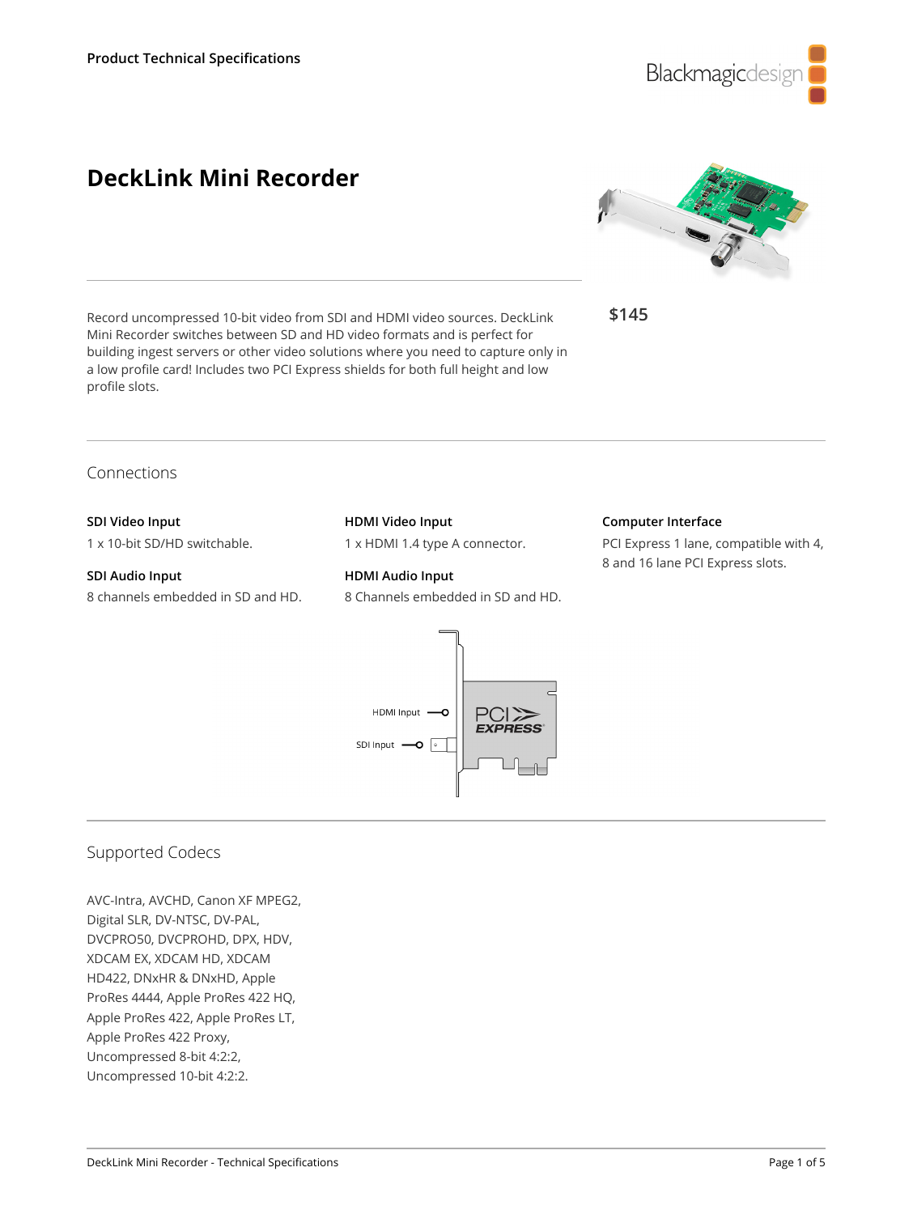# DeckLink Mini Recorder

Record uncompressed 10-bit video from SDI and HDMI video sources. DeckLink Mini Recorder switches between SD and HD video formats and is perfect for building ingest servers or other video solutions where you need to capture only in a low profile card! Includes two PCI Express shields for both full height and low profile slots.

**$145**

## Connections

**SDI Video Input**

1 x 10-bit SD/HD switchable.

**SDI Audio Input**

8 channels embedded in SD and HD.

**HDMI Video Input**

1 x HDMI 1.4 type A connector.

**HDMI Audio Input**

8 Channels embedded in SD and HD.

**Computer Interface**

PCI Express 1 lane, compatible with 4, 8 and 16 lane PCI Express slots.

## Supported Codecs

AVC-Intra, AVCHD, Canon XF MPEG2, Digital SLR, DV-NTSC, DV-PAL, DVCPRO50, DVCPROHD, DPX, HDV, XDCAM EX, XDCAM HD, XDCAM HD422, DNxHR & DNxHD, Apple ProRes 4444, Apple ProRes 422 HQ, Apple ProRes 422, Apple ProRes LT, Apple ProRes 422 Proxy, Uncompressed 8-bit 4:2:2, Uncompressed 10-bit 4:2:2.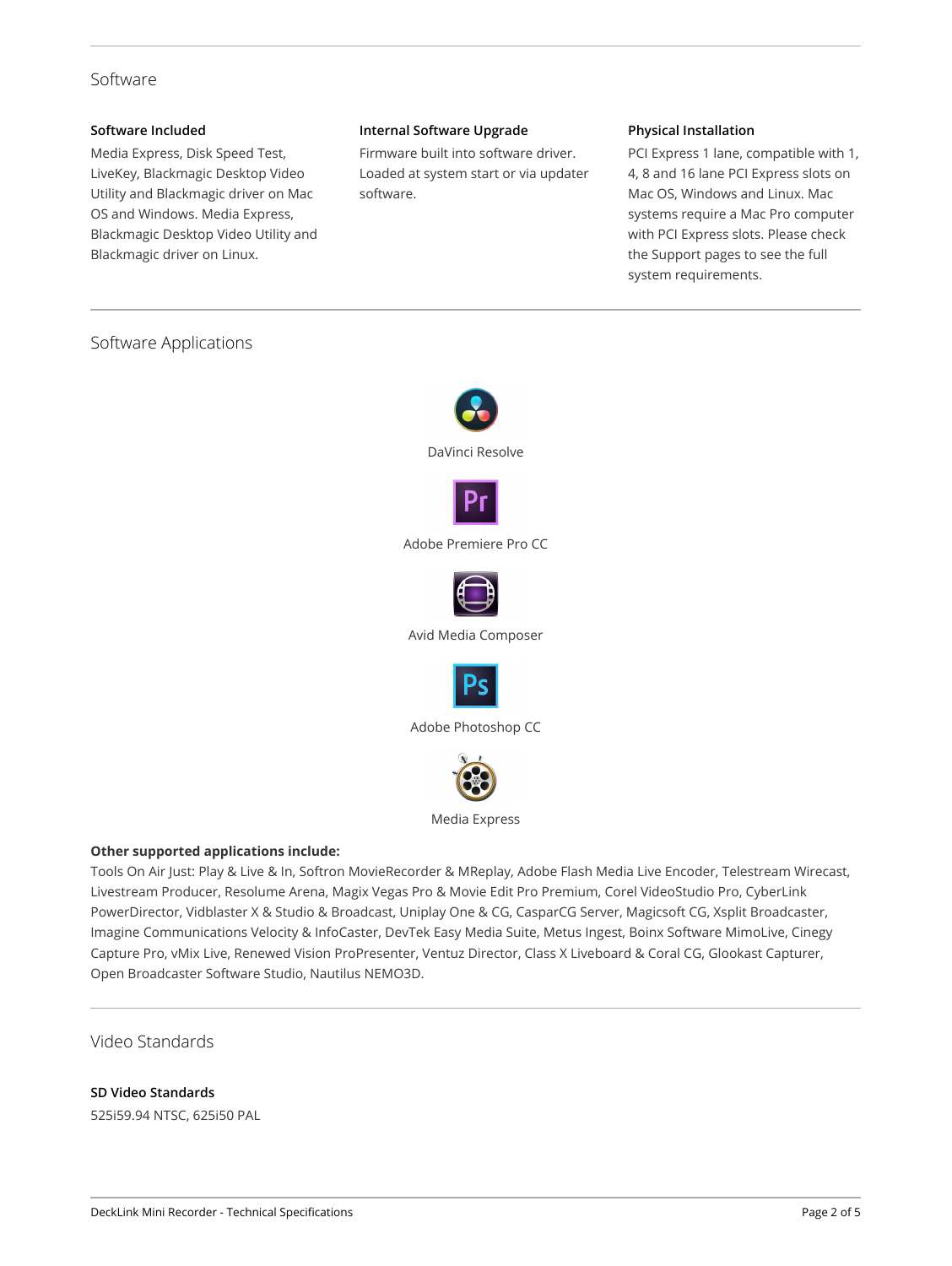## Software

### Software Included

Media Express, Disk Speed Test, LiveKey, Blackmagic Desktop Video Utility and Blackmagic driver on Mac OS and Windows. Media Express, Blackmagic Desktop Video Utility and Blackmagic driver on Linux.

### Internal Software Upgrade

Firmware built into software driver. Loaded at system start or via updater software.

### Physical Installation

PCI Express 1 lane, compatible with 1, 4, 8 and 16 lane PCI Express slots on Mac OS, Windows and Linux. Mac systems require a Mac Pro computer with PCI Express slots. Please check the Support pages to see the full system requirements.

## Software Applications

DaVinci Resolve

Adobe Premiere Pro CC

Avid Media Composer

Adobe Photoshop CC

Media Express

**Other supported applications include:**

Tools On Air Just: Play & Live & In, Softron MovieRecorder & MReplay, Adobe Flash Media Live Encoder, Telestream Wirecast, Livestream Producer, Resolume Arena, Magix Vegas Pro & Movie Edit Pro Premium, Corel VideoStudio Pro, CyberLink PowerDirector, Vidblaster X & Studio & Broadcast, Uniplay One & CG, CasparCG Server, Magicsoft CG, Xsplit Broadcaster, Imagine Communications Velocity & InfoCaster, DevTek Easy Media Suite, Metus Ingest, Boinx Software MimoLive, Cinegy Capture Pro, vMix Live, Renewed Vision ProPresenter, Ventuz Director, Class X Liveboard & Coral CG, Glookast Capturer, Open Broadcaster Software Studio, Nautilus NEMO3D.

## Video Standards

### SD Video Standards

525i59.94 NTSC, 625i50 PAL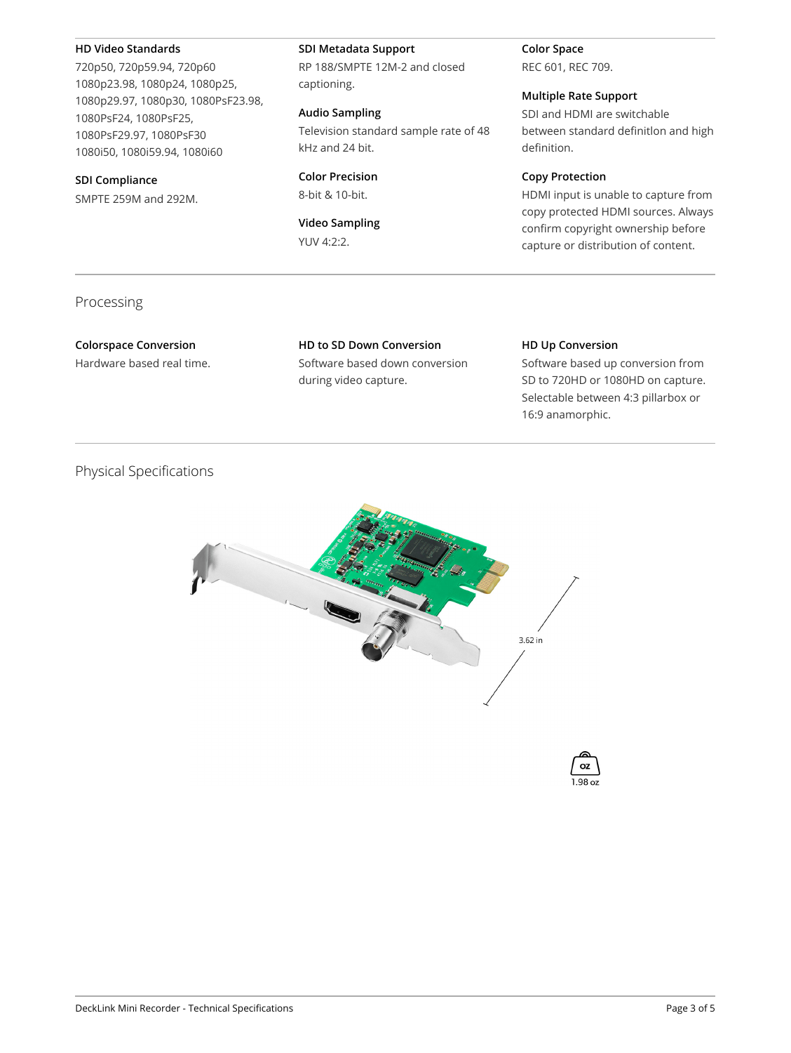**HD Video Standards**
720p50, 720p59.94, 720p60
1080p23.98, 1080p24, 1080p25, 1080p29.97, 1080p30, 1080PsF23.98, 1080PsF24, 1080PsF25, 1080PsF29.97, 1080PsF30
1080i50, 1080i59.94, 1080i60

**SDI Compliance**
SMPTE 259M and 292M.

**SDI Metadata Support**
RP 188/SMPTE 12M-2 and closed captioning.

**Audio Sampling**
Television standard sample rate of 48 kHz and 24 bit.

**Color Precision**
8-bit & 10-bit.

**Video Sampling**
YUV 4:2:2.

**Color Space**
REC 601, REC 709.

**Multiple Rate Support**
SDI and HDMI are switchable between standard definitlon and high definition.

**Copy Protection**
HDMI input is unable to capture from copy protected HDMI sources. Always confirm copyright ownership before capture or distribution of content.

## Processing

**Colorspace Conversion**
Hardware based real time.

**HD to SD Down Conversion**
Software based down conversion during video capture.

**HD Up Conversion**
Software based up conversion from SD to 720HD or 1080HD on capture. Selectable between 4:3 pillarbox or 16:9 anamorphic.

## Physical Specifications

3.62 in

1.98 oz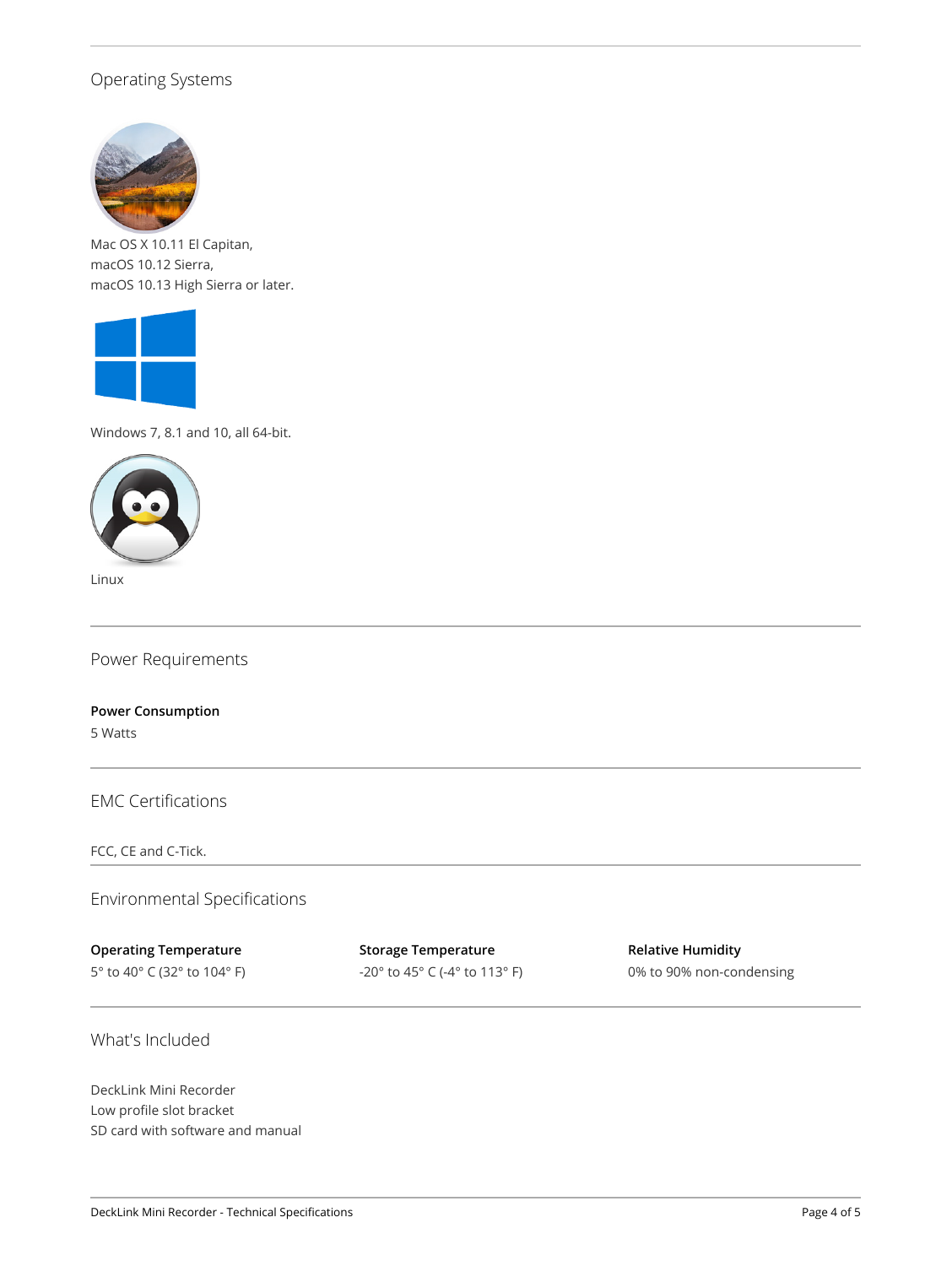## Operating Systems

Mac OS X 10.11 El Capitan,
macOS 10.12 Sierra,
macOS 10.13 High Sierra or later.

Windows 7, 8.1 and 10, all 64-bit.

Linux

## Power Requirements

**Power Consumption**

5 Watts

## EMC Certifications

FCC, CE and C-Tick.

## Environmental Specifications

**Operating Temperature**

5° to 40° C (32° to 104° F)

**Storage Temperature**

-20° to 45° C (-4° to 113° F)

**Relative Humidity**

0% to 90% non-condensing

## What's Included

DeckLink Mini Recorder
Low profile slot bracket
SD card with software and manual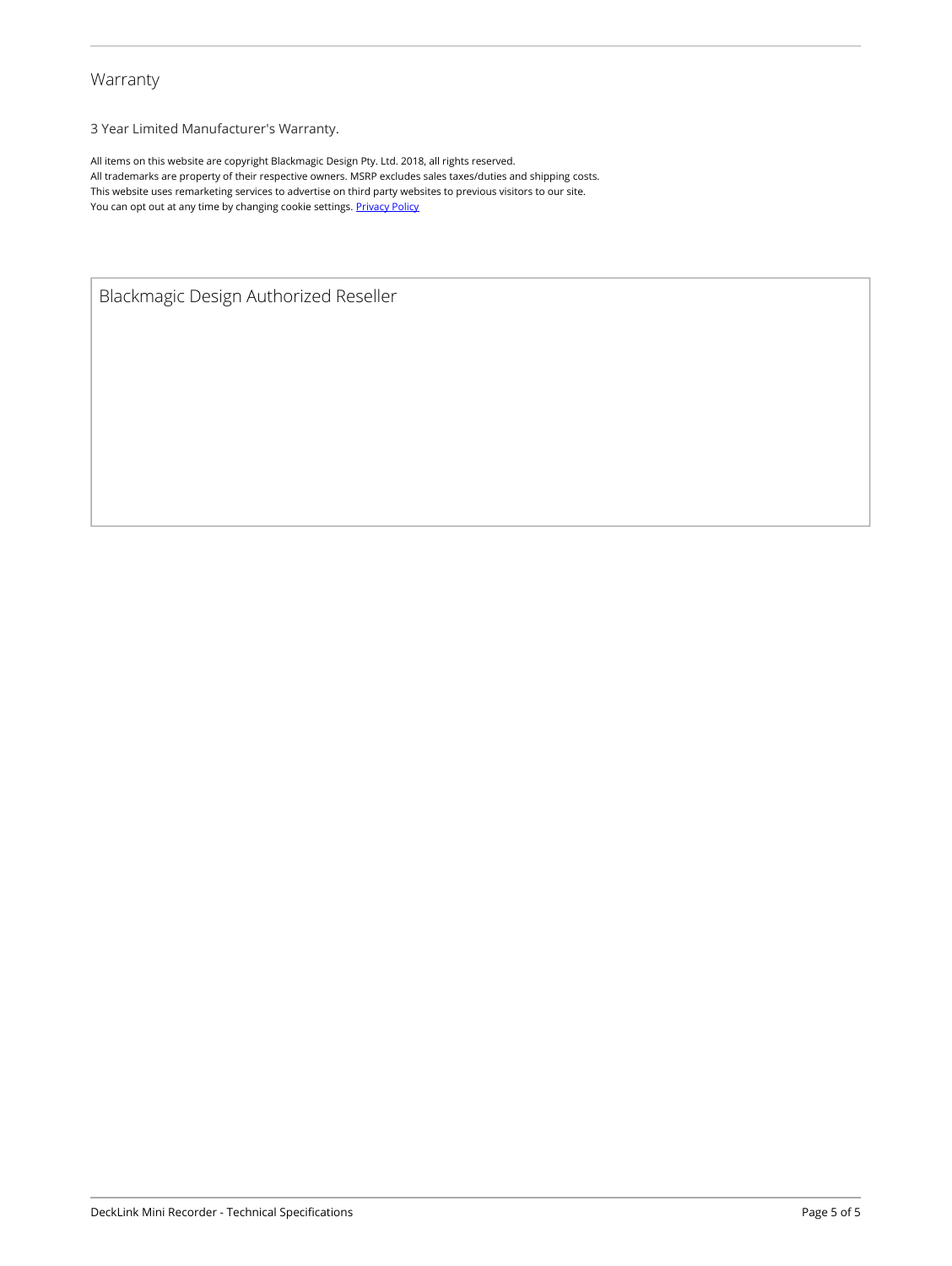## Warranty

3 Year Limited Manufacturer's Warranty.

All items on this website are copyright Blackmagic Design Pty. Ltd. 2018, all rights reserved.
All trademarks are property of their respective owners. MSRP excludes sales taxes/duties and shipping costs.
This website uses remarketing services to advertise on third party websites to previous visitors to our site.
You can opt out at any time by changing cookie settings. [Privacy Policy]

## Blackmagic Design Authorized Reseller